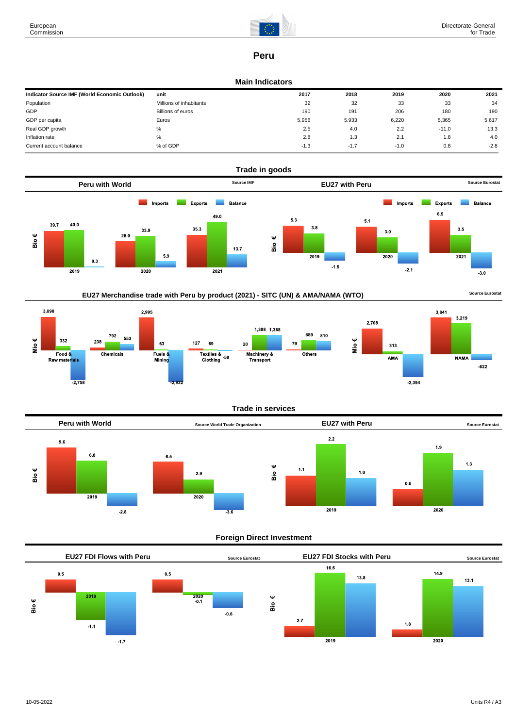European Commission

Directorate-General for Trade

# Peru

## Main Indicators

| Indicator Source IMF (World Economic Outlook) | unit | 2017 | 2018 | 2019 | 2020 | 2021 |
|---|---|---|---|---|---|---|
| Population | Millions of inhabitants | 32 | 32 | 33 | 33 | 34 |
| GDP | Billions of euros | 190 | 191 | 206 | 180 | 190 |
| GDP per capita | Euros | 5,956 | 5,933 | 6,220 | 5,365 | 5,617 |
| Real GDP growth | % | 2.5 | 4.0 | 2.2 | -11.0 | 13.3 |
| Inflation rate | % | 2.8 | 1.3 | 2.1 | 1.8 | 4.0 |
| Current account balance | % of GDP | -1.3 | -1.7 | -1.0 | 0.8 | -2.8 |

## Trade in goods

### Peru with World

Source IMF

Imports Exports Balance

Bio €

2019: 39.7 40.0 0.3
2020: 28.0 33.9 5.9
2021: 35.3 49.0 13.7

### EU27 with Peru

Source Eurostat

Imports Exports Balance

Bio €

2019: 5.3 3.8 -1.5
2020: 5.1 3.0 -2.1
2021: 6.5 3.5 -3.0

### EU27 Merchandise trade with Peru by product (2021) - SITC (UN) & AMA/NAMA (WTO)

Source Eurostat

Mio €

Food & Raw materials: 3,090 332 -2,758
Chemicals: 238 792 553
Fuels & Mining: 2,995 63 -2,932
Textiles & Clothing: 127 69 -58
Machinery & Transport: 20 1,388 1,368
Others: 79 889 810

Mio €

AMA: 2,708 313 -2,394
NAMA: 3,841 3,219 -622

## Trade in services

### Peru with World

Source World Trade Organization

Bio €

2019: 9.6 6.8 -2.8
2020: 6.5 2.9 -3.6

### EU27 with Peru

Source Eurostat

Bio €

2019: 1.1 2.2 1.0
2020: 0.6 1.9 1.3

## Foreign Direct Investment

### EU27 FDI Flows with Peru

Source Eurostat

Bio €

2019: 0.5 -1.1 -1.7
2020: 0.5 -0.1 -0.6

### EU27 FDI Stocks with Peru

Source Eurostat

Bio €

2019: 2.7 16.6 13.8
2020: 1.8 14.9 13.1

10-05-2022

Units R4 / A3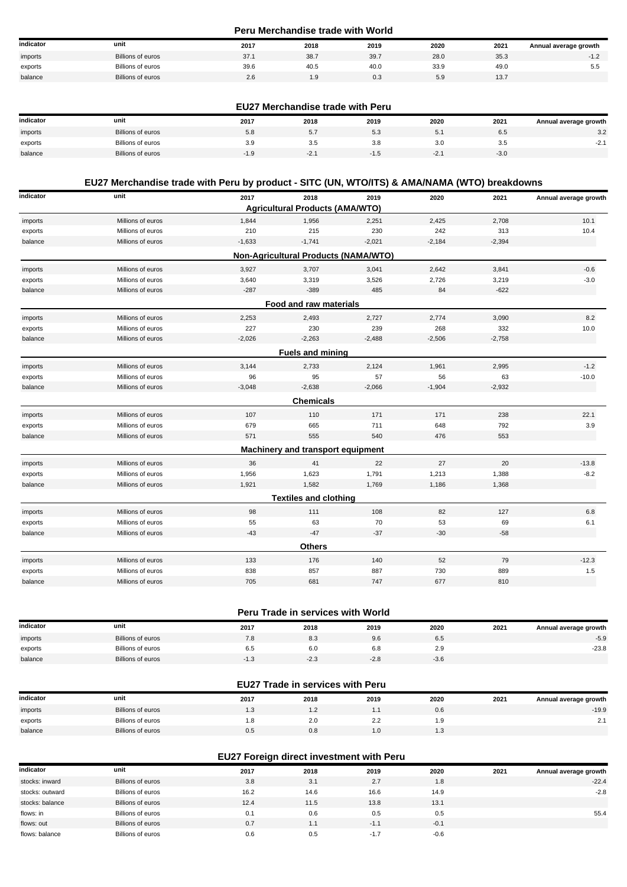## Peru Merchandise trade with World

| indicator | unit | 2017 | 2018 | 2019 | 2020 | 2021 | Annual average growth |
|---|---|---|---|---|---|---|---|
| imports | Billions of euros | 37.1 | 38.7 | 39.7 | 28.0 | 35.3 | -1.2 |
| exports | Billions of euros | 39.6 | 40.5 | 40.0 | 33.9 | 49.0 | 5.5 |
| balance | Billions of euros | 2.6 | 1.9 | 0.3 | 5.9 | 13.7 | |

## EU27 Merchandise trade with Peru

| indicator | unit | 2017 | 2018 | 2019 | 2020 | 2021 | Annual average growth |
|---|---|---|---|---|---|---|---|
| imports | Billions of euros | 5.8 | 5.7 | 5.3 | 5.1 | 6.5 | 3.2 |
| exports | Billions of euros | 3.9 | 3.5 | 3.8 | 3.0 | 3.5 | -2.1 |
| balance | Billions of euros | -1.9 | -2.1 | -1.5 | -2.1 | -3.0 | |

## EU27 Merchandise trade with Peru by product - SITC (UN, WTO/ITS) & AMA/NAMA (WTO) breakdowns

| indicator | unit | 2017 | 2018 | 2019 | 2020 | 2021 | Annual average growth |
|---|---|---|---|---|---|---|---|
| | | | **Agricultural Products (AMA/WTO)** | | | | |
| imports | Millions of euros | 1,844 | 1,956 | 2,251 | 2,425 | 2,708 | 10.1 |
| exports | Millions of euros | 210 | 215 | 230 | 242 | 313 | 10.4 |
| balance | Millions of euros | -1,633 | -1,741 | -2,021 | -2,184 | -2,394 | |
| | | | **Non-Agricultural Products (NAMA/WTO)** | | | | |
| imports | Millions of euros | 3,927 | 3,707 | 3,041 | 2,642 | 3,841 | -0.6 |
| exports | Millions of euros | 3,640 | 3,319 | 3,526 | 2,726 | 3,219 | -3.0 |
| balance | Millions of euros | -287 | -389 | 485 | 84 | -622 | |
| | | | **Food and raw materials** | | | | |
| imports | Millions of euros | 2,253 | 2,493 | 2,727 | 2,774 | 3,090 | 8.2 |
| exports | Millions of euros | 227 | 230 | 239 | 268 | 332 | 10.0 |
| balance | Millions of euros | -2,026 | -2,263 | -2,488 | -2,506 | -2,758 | |
| | | | **Fuels and mining** | | | | |
| imports | Millions of euros | 3,144 | 2,733 | 2,124 | 1,961 | 2,995 | -1.2 |
| exports | Millions of euros | 96 | 95 | 57 | 56 | 63 | -10.0 |
| balance | Millions of euros | -3,048 | -2,638 | -2,066 | -1,904 | -2,932 | |
| | | | **Chemicals** | | | | |
| imports | Millions of euros | 107 | 110 | 171 | 171 | 238 | 22.1 |
| exports | Millions of euros | 679 | 665 | 711 | 648 | 792 | 3.9 |
| balance | Millions of euros | 571 | 555 | 540 | 476 | 553 | |
| | | | **Machinery and transport equipment** | | | | |
| imports | Millions of euros | 36 | 41 | 22 | 27 | 20 | -13.8 |
| exports | Millions of euros | 1,956 | 1,623 | 1,791 | 1,213 | 1,388 | -8.2 |
| balance | Millions of euros | 1,921 | 1,582 | 1,769 | 1,186 | 1,368 | |
| | | | **Textiles and clothing** | | | | |
| imports | Millions of euros | 98 | 111 | 108 | 82 | 127 | 6.8 |
| exports | Millions of euros | 55 | 63 | 70 | 53 | 69 | 6.1 |
| balance | Millions of euros | -43 | -47 | -37 | -30 | -58 | |
| | | | **Others** | | | | |
| imports | Millions of euros | 133 | 176 | 140 | 52 | 79 | -12.3 |
| exports | Millions of euros | 838 | 857 | 887 | 730 | 889 | 1.5 |
| balance | Millions of euros | 705 | 681 | 747 | 677 | 810 | |

## Peru Trade in services with World

| indicator | unit | 2017 | 2018 | 2019 | 2020 | 2021 | Annual average growth |
|---|---|---|---|---|---|---|---|
| imports | Billions of euros | 7.8 | 8.3 | 9.6 | 6.5 | | -5.9 |
| exports | Billions of euros | 6.5 | 6.0 | 6.8 | 2.9 | | -23.8 |
| balance | Billions of euros | -1.3 | -2.3 | -2.8 | -3.6 | | |

## EU27 Trade in services with Peru

| indicator | unit | 2017 | 2018 | 2019 | 2020 | 2021 | Annual average growth |
|---|---|---|---|---|---|---|---|
| imports | Billions of euros | 1.3 | 1.2 | 1.1 | 0.6 | | -19.9 |
| exports | Billions of euros | 1.8 | 2.0 | 2.2 | 1.9 | | 2.1 |
| balance | Billions of euros | 0.5 | 0.8 | 1.0 | 1.3 | | |

## EU27 Foreign direct investment with Peru

| indicator | unit | 2017 | 2018 | 2019 | 2020 | 2021 | Annual average growth |
|---|---|---|---|---|---|---|---|
| stocks: inward | Billions of euros | 3.8 | 3.1 | 2.7 | 1.8 | | -22.4 |
| stocks: outward | Billions of euros | 16.2 | 14.6 | 16.6 | 14.9 | | -2.8 |
| stocks: balance | Billions of euros | 12.4 | 11.5 | 13.8 | 13.1 | | |
| flows: in | Billions of euros | 0.1 | 0.6 | 0.5 | 0.5 | | 55.4 |
| flows: out | Billions of euros | 0.7 | 1.1 | -1.1 | -0.1 | | |
| flows: balance | Billions of euros | 0.6 | 0.5 | -1.7 | -0.6 | | |